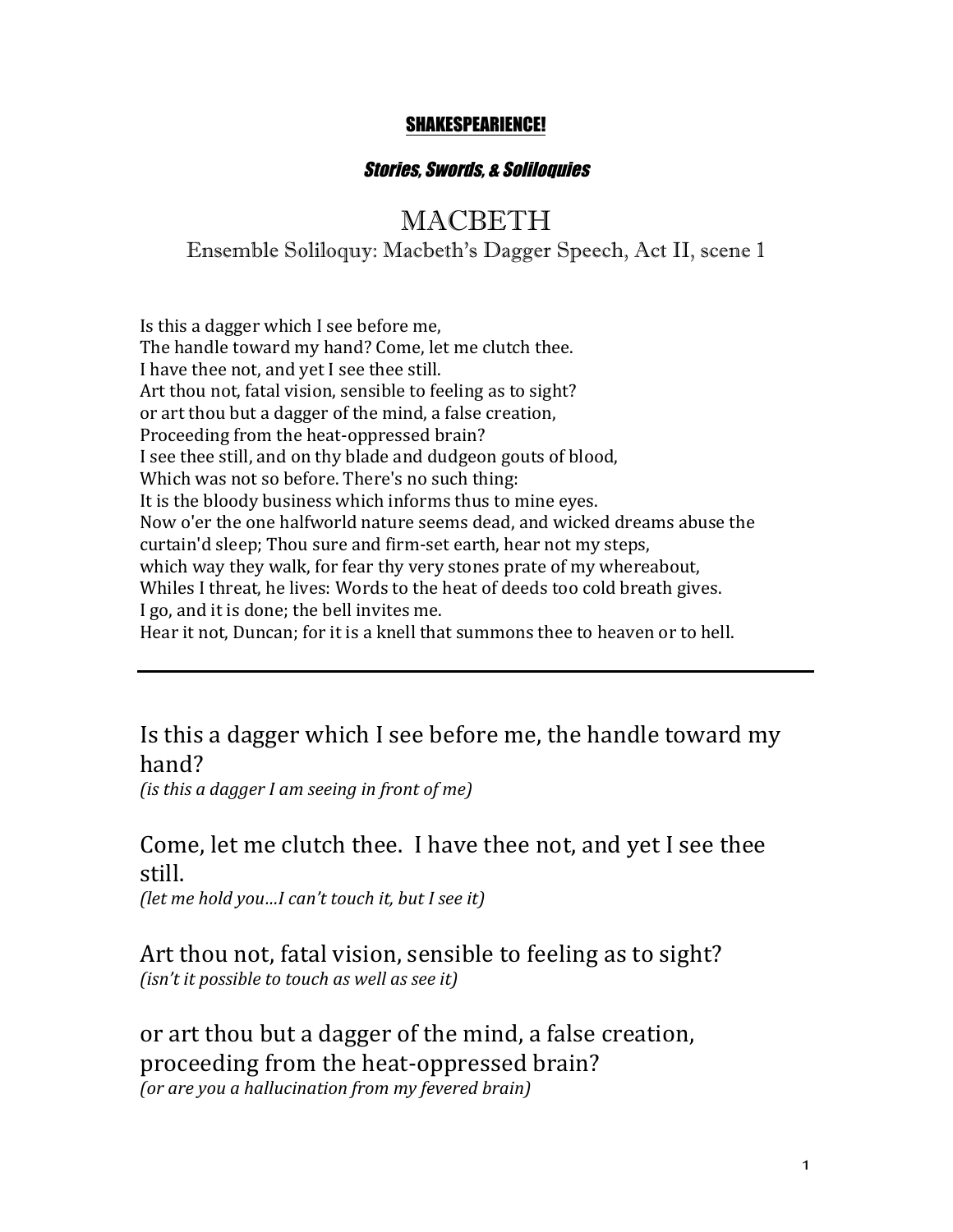**SHAKESPEARIENCE!**

***Stories, Swords, & Soliloquies***

# MACBETH

## Ensemble Soliloquy: Macbeth's Dagger Speech, Act II, scene 1

Is this a dagger which I see before me,
The handle toward my hand? Come, let me clutch thee.
I have thee not, and yet I see thee still.
Art thou not, fatal vision, sensible to feeling as to sight?
or art thou but a dagger of the mind, a false creation,
Proceeding from the heat-oppressed brain?
I see thee still, and on thy blade and dudgeon gouts of blood,
Which was not so before. There's no such thing:
It is the bloody business which informs thus to mine eyes.
Now o'er the one halfworld nature seems dead, and wicked dreams abuse the curtain'd sleep; Thou sure and firm-set earth, hear not my steps,
which way they walk, for fear thy very stones prate of my whereabout,
Whiles I threat, he lives: Words to the heat of deeds too cold breath gives.
I go, and it is done; the bell invites me.
Hear it not, Duncan; for it is a knell that summons thee to heaven or to hell.

---

Is this a dagger which I see before me, the handle toward my hand?
*(is this a dagger I am seeing in front of me)*

Come, let me clutch thee. I have thee not, and yet I see thee still.
*(let me hold you…I can't touch it, but I see it)*

Art thou not, fatal vision, sensible to feeling as to sight?
*(isn't it possible to touch as well as see it)*

or art thou but a dagger of the mind, a false creation, proceeding from the heat-oppressed brain?
*(or are you a hallucination from my fevered brain)*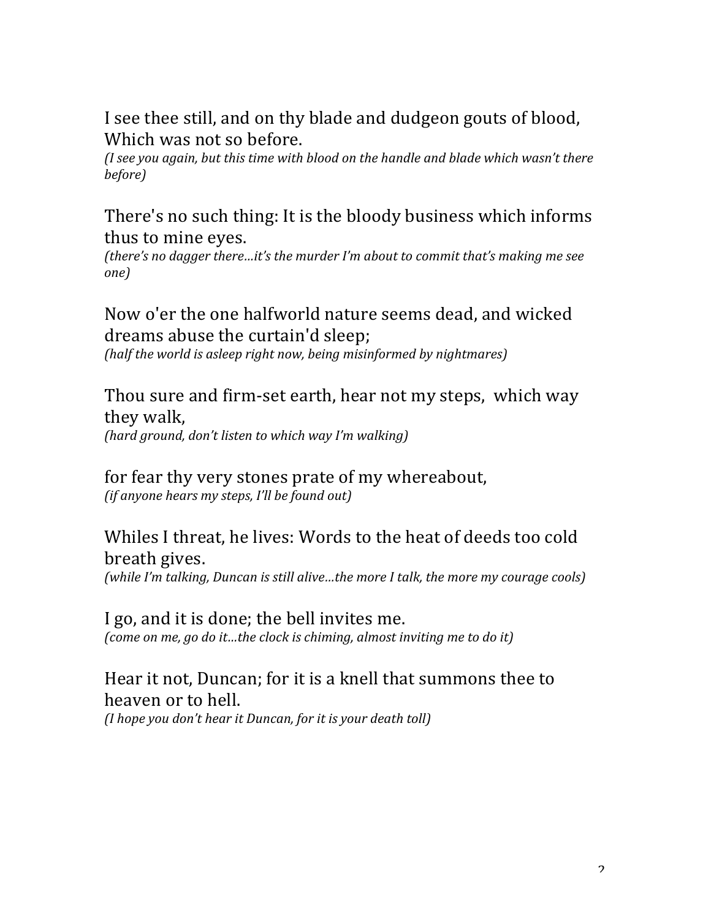I see thee still, and on thy blade and dudgeon gouts of blood, Which was not so before.
*(I see you again, but this time with blood on the handle and blade which wasn't there before)*

There's no such thing: It is the bloody business which informs thus to mine eyes.
*(there's no dagger there…it's the murder I'm about to commit that's making me see one)*

Now o'er the one halfworld nature seems dead, and wicked dreams abuse the curtain'd sleep;
*(half the world is asleep right now, being misinformed by nightmares)*

Thou sure and firm-set earth, hear not my steps, which way they walk,
*(hard ground, don't listen to which way I'm walking)*

for fear thy very stones prate of my whereabout,
*(if anyone hears my steps, I'll be found out)*

Whiles I threat, he lives: Words to the heat of deeds too cold breath gives.
*(while I'm talking, Duncan is still alive…the more I talk, the more my courage cools)*

I go, and it is done; the bell invites me.
*(come on me, go do it…the clock is chiming, almost inviting me to do it)*

Hear it not, Duncan; for it is a knell that summons thee to heaven or to hell.
*(I hope you don't hear it Duncan, for it is your death toll)*